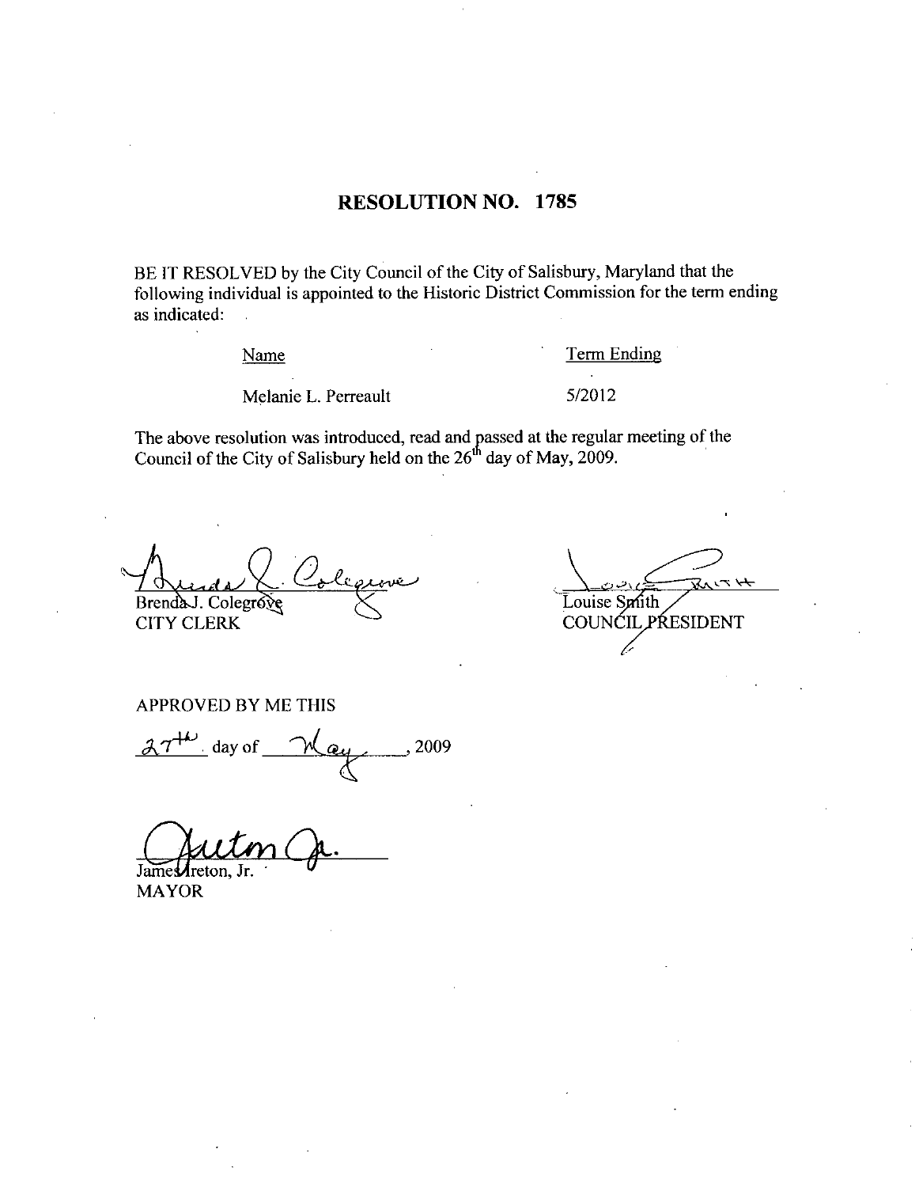# RESOLUTION NO. 1785

BE IT RESOLVED by the City Council of the City of Salisbury, Maryland that the following individual is appointed to the Historic District Commission for the term ending as indicated:

| Name | Term Ending |
|---|---|
| Melanie L. Perreault | 5/2012 |

The above resolution was introduced, read and passed at the regular meeting of the Council of the City of Salisbury held on the 26th day of May, 2009.

Brenda J. Colegrove
CITY CLERK

Louise Smith
COUNCIL PRESIDENT

APPROVED BY ME THIS

27th day of May, 2009

James Ireton, Jr.
MAYOR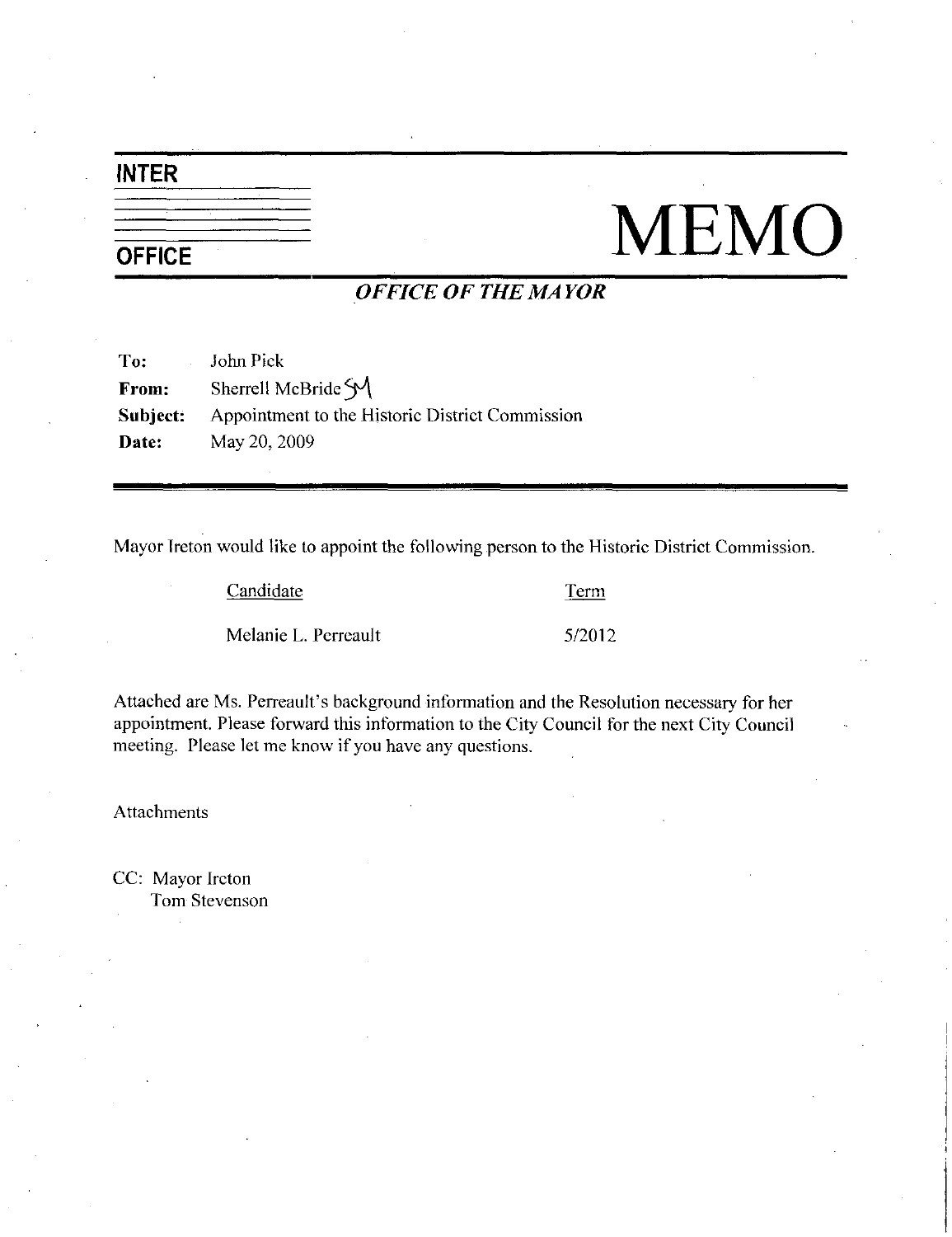**INTER OFFICE**

# MEMO

***OFFICE OF THE MAYOR***

**To:** John Pick
**From:** Sherrell McBride SM
**Subject:** Appointment to the Historic District Commission
**Date:** May 20, 2009

---

Mayor Ireton would like to appoint the following person to the Historic District Commission.

| Candidate | Term |
| --- | --- |
| Melanie L. Perreault | 5/2012 |

Attached are Ms. Perreault's background information and the Resolution necessary for her appointment. Please forward this information to the City Council for the next City Council meeting. Please let me know if you have any questions.

Attachments

CC: Mayor Ireton
Tom Stevenson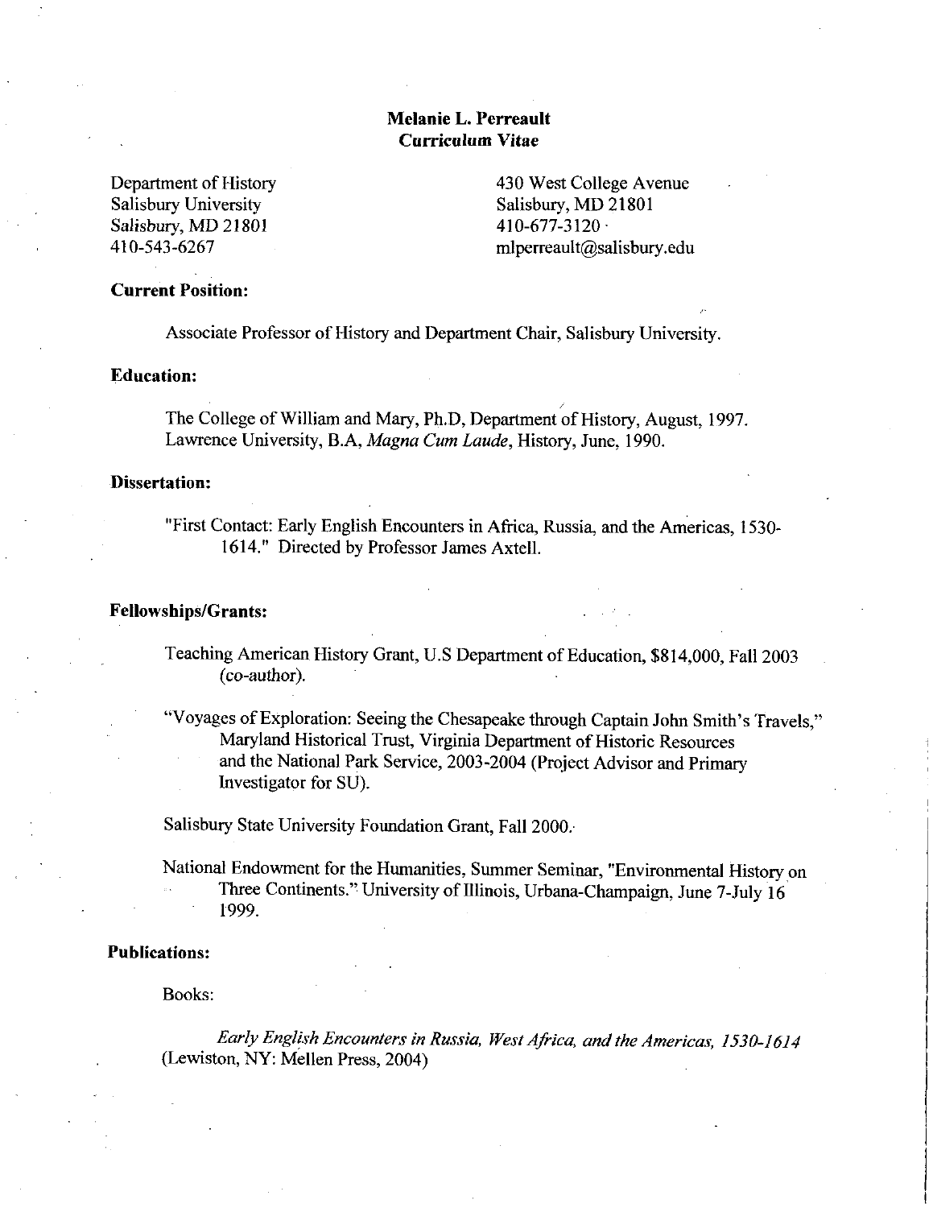# Melanie L. Perreault
## Curriculum Vitae

Department of History
Salisbury University
Salisbury, MD 21801
410-543-6267

430 West College Avenue
Salisbury, MD 21801
410-677-3120
mlperreault@salisbury.edu

### Current Position:

Associate Professor of History and Department Chair, Salisbury University.

### Education:

The College of William and Mary, Ph.D, Department of History, August, 1997.
Lawrence University, B.A, *Magna Cum Laude*, History, June, 1990.

### Dissertation:

"First Contact: Early English Encounters in Africa, Russia, and the Americas, 1530-1614." Directed by Professor James Axtell.

### Fellowships/Grants:

Teaching American History Grant, U.S Department of Education, $814,000, Fall 2003 (co-author).

"Voyages of Exploration: Seeing the Chesapeake through Captain John Smith's Travels," Maryland Historical Trust, Virginia Department of Historic Resources and the National Park Service, 2003-2004 (Project Advisor and Primary Investigator for SU).

Salisbury State University Foundation Grant, Fall 2000.

National Endowment for the Humanities, Summer Seminar, "Environmental History on Three Continents." University of Illinois, Urbana-Champaign, June 7-July 16 1999.

### Publications:

Books:

*Early English Encounters in Russia, West Africa, and the Americas, 1530-1614* (Lewiston, NY: Mellen Press, 2004)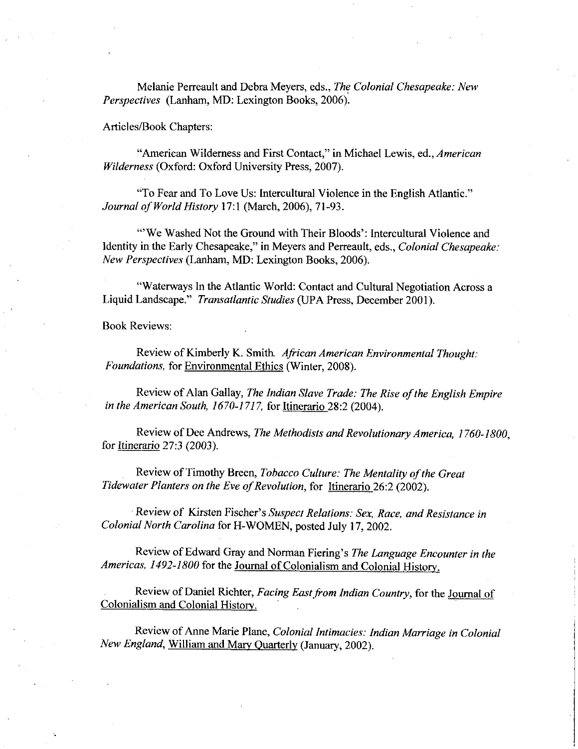Melanie Perreault and Debra Meyers, eds., *The Colonial Chesapeake: New Perspectives* (Lanham, MD: Lexington Books, 2006).

Articles/Book Chapters:

"American Wilderness and First Contact," in Michael Lewis, ed., *American Wilderness* (Oxford: Oxford University Press, 2007).

"To Fear and To Love Us: Intercultural Violence in the English Atlantic." *Journal of World History* 17:1 (March, 2006), 71-93.

"'We Washed Not the Ground with Their Bloods': Intercultural Violence and Identity in the Early Chesapeake," in Meyers and Perreault, eds., *Colonial Chesapeake: New Perspectives* (Lanham, MD: Lexington Books, 2006).

"Waterways In the Atlantic World: Contact and Cultural Negotiation Across a Liquid Landscape." *Transatlantic Studies* (UPA Press, December 2001).

Book Reviews:

Review of Kimberly K. Smith. *African American Environmental Thought: Foundations,* for Environmental Ethics (Winter, 2008).

Review of Alan Gallay, *The Indian Slave Trade: The Rise of the English Empire in the American South, 1670-1717,* for Itinerario 28:2 (2004).

Review of Dee Andrews, *The Methodists and Revolutionary America, 1760-1800,* for Itinerario 27:3 (2003).

Review of Timothy Breen, *Tobacco Culture: The Mentality of the Great Tidewater Planters on the Eve of Revolution,* for Itinerario 26:2 (2002).

Review of Kirsten Fischer's *Suspect Relations: Sex, Race, and Resistance in Colonial North Carolina* for H-WOMEN, posted July 17, 2002.

Review of Edward Gray and Norman Fiering's *The Language Encounter in the Americas, 1492-1800* for the Journal of Colonialism and Colonial History.

Review of Daniel Richter, *Facing East from Indian Country,* for the Journal of Colonialism and Colonial History.

Review of Anne Marie Plane, *Colonial Intimacies: Indian Marriage in Colonial New England,* William and Mary Quarterly (January, 2002).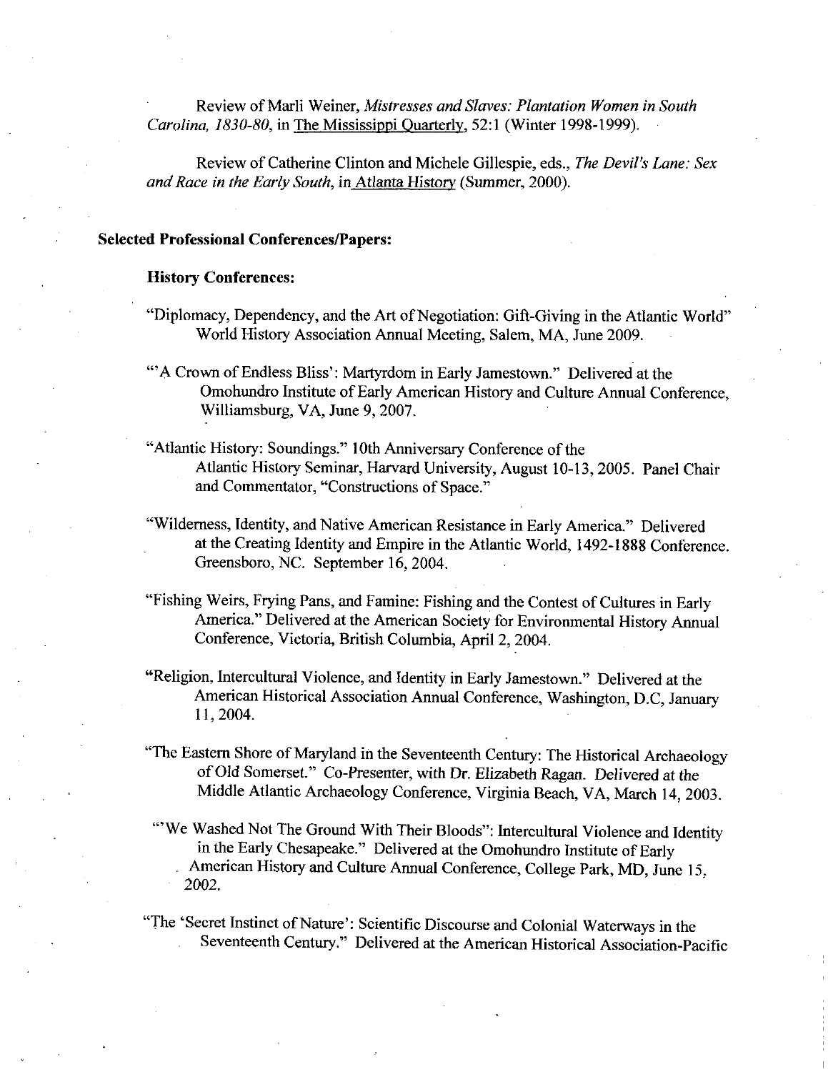Review of Marli Weiner, *Mistresses and Slaves: Plantation Women in South Carolina, 1830-80*, in The Mississippi Quarterly, 52:1 (Winter 1998-1999).

Review of Catherine Clinton and Michele Gillespie, eds., *The Devil's Lane: Sex and Race in the Early South*, in Atlanta History (Summer, 2000).

**Selected Professional Conferences/Papers:**

**History Conferences:**

"Diplomacy, Dependency, and the Art of Negotiation: Gift-Giving in the Atlantic World" World History Association Annual Meeting, Salem, MA, June 2009.

"'A Crown of Endless Bliss': Martyrdom in Early Jamestown." Delivered at the Omohundro Institute of Early American History and Culture Annual Conference, Williamsburg, VA, June 9, 2007.

"Atlantic History: Soundings." 10th Anniversary Conference of the Atlantic History Seminar, Harvard University, August 10-13, 2005. Panel Chair and Commentator, "Constructions of Space."

"Wilderness, Identity, and Native American Resistance in Early America." Delivered at the Creating Identity and Empire in the Atlantic World, 1492-1888 Conference. Greensboro, NC. September 16, 2004.

"Fishing Weirs, Frying Pans, and Famine: Fishing and the Contest of Cultures in Early America." Delivered at the American Society for Environmental History Annual Conference, Victoria, British Columbia, April 2, 2004.

"Religion, Intercultural Violence, and Identity in Early Jamestown." Delivered at the American Historical Association Annual Conference, Washington, D.C, January 11, 2004.

"The Eastern Shore of Maryland in the Seventeenth Century: The Historical Archaeology of Old Somerset." Co-Presenter, with Dr. Elizabeth Ragan. Delivered at the Middle Atlantic Archaeology Conference, Virginia Beach, VA, March 14, 2003.

"'We Washed Not The Ground With Their Bloods": Intercultural Violence and Identity in the Early Chesapeake." Delivered at the Omohundro Institute of Early American History and Culture Annual Conference, College Park, MD, June 15, 2002.

"The 'Secret Instinct of Nature': Scientific Discourse and Colonial Waterways in the Seventeenth Century." Delivered at the American Historical Association-Pacific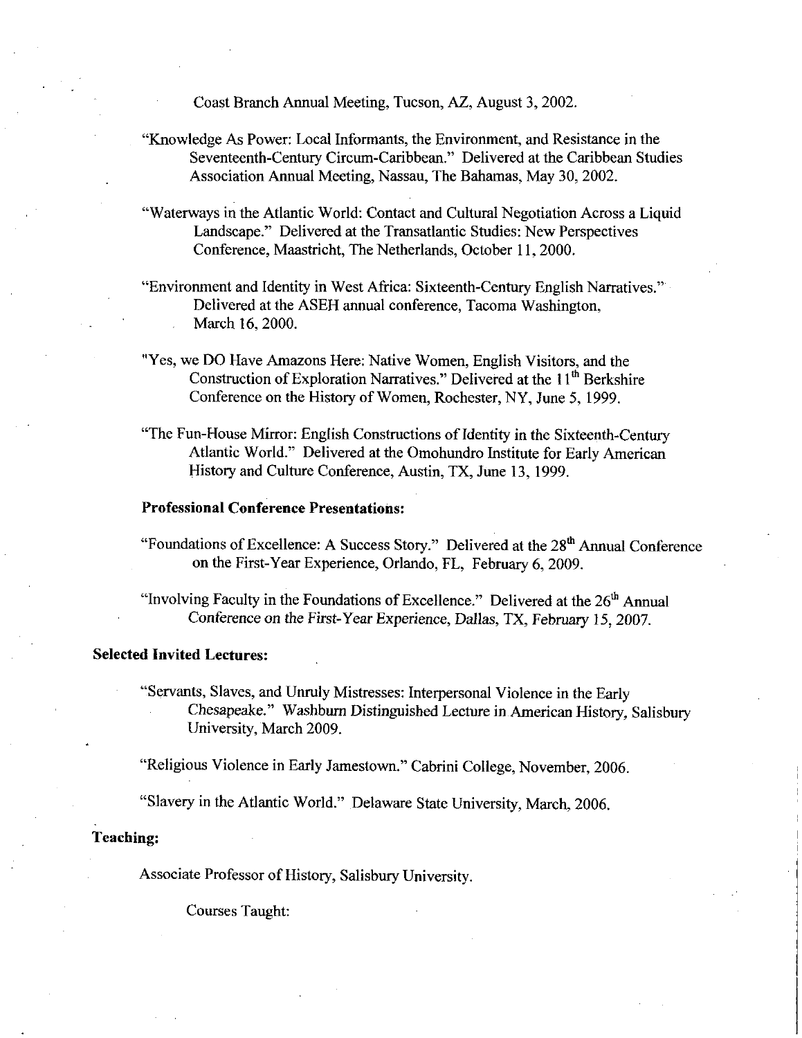Coast Branch Annual Meeting, Tucson, AZ, August 3, 2002.

"Knowledge As Power: Local Informants, the Environment, and Resistance in the Seventeenth-Century Circum-Caribbean." Delivered at the Caribbean Studies Association Annual Meeting, Nassau, The Bahamas, May 30, 2002.

"Waterways in the Atlantic World: Contact and Cultural Negotiation Across a Liquid Landscape." Delivered at the Transatlantic Studies: New Perspectives Conference, Maastricht, The Netherlands, October 11, 2000.

"Environment and Identity in West Africa: Sixteenth-Century English Narratives." Delivered at the ASEH annual conference, Tacoma Washington, March 16, 2000.

"Yes, we DO Have Amazons Here: Native Women, English Visitors, and the Construction of Exploration Narratives." Delivered at the 11th Berkshire Conference on the History of Women, Rochester, NY, June 5, 1999.

"The Fun-House Mirror: English Constructions of Identity in the Sixteenth-Century Atlantic World." Delivered at the Omohundro Institute for Early American History and Culture Conference, Austin, TX, June 13, 1999.

**Professional Conference Presentations:**

"Foundations of Excellence: A Success Story." Delivered at the 28th Annual Conference on the First-Year Experience, Orlando, FL, February 6, 2009.

"Involving Faculty in the Foundations of Excellence." Delivered at the 26th Annual Conference on the First-Year Experience, Dallas, TX, February 15, 2007.

**Selected Invited Lectures:**

"Servants, Slaves, and Unruly Mistresses: Interpersonal Violence in the Early Chesapeake." Washburn Distinguished Lecture in American History, Salisbury University, March 2009.

"Religious Violence in Early Jamestown." Cabrini College, November, 2006.

"Slavery in the Atlantic World." Delaware State University, March, 2006.

**Teaching:**

Associate Professor of History, Salisbury University.

Courses Taught: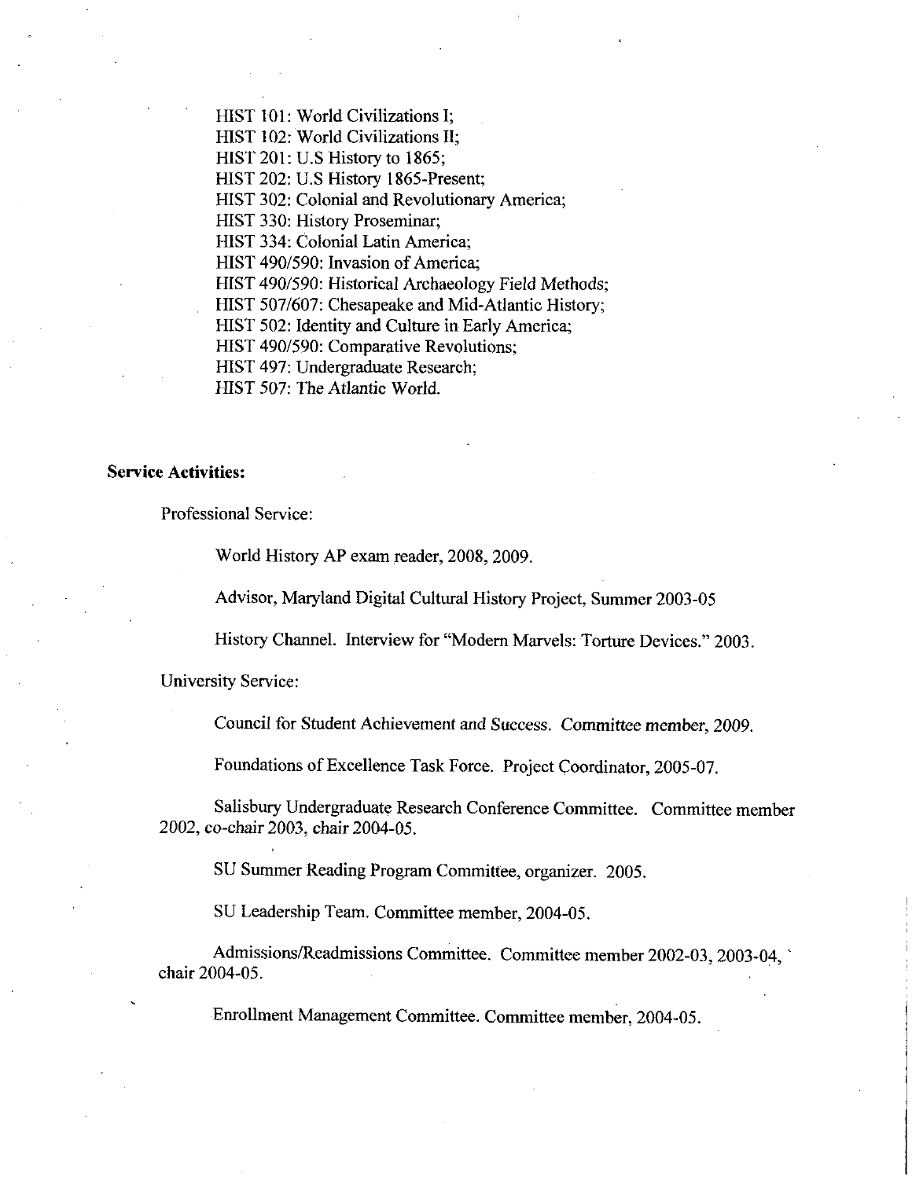HIST 101: World Civilizations I;
HIST 102: World Civilizations II;
HIST 201: U.S History to 1865;
HIST 202: U.S History 1865-Present;
HIST 302: Colonial and Revolutionary America;
HIST 330: History Proseminar;
HIST 334: Colonial Latin America;
HIST 490/590: Invasion of America;
HIST 490/590: Historical Archaeology Field Methods;
HIST 507/607: Chesapeake and Mid-Atlantic History;
HIST 502: Identity and Culture in Early America;
HIST 490/590: Comparative Revolutions;
HIST 497: Undergraduate Research;
HIST 507: The Atlantic World.

**Service Activities:**

Professional Service:

World History AP exam reader, 2008, 2009.

Advisor, Maryland Digital Cultural History Project, Summer 2003-05

History Channel. Interview for "Modern Marvels: Torture Devices." 2003.

University Service:

Council for Student Achievement and Success. Committee member, 2009.

Foundations of Excellence Task Force. Project Coordinator, 2005-07.

Salisbury Undergraduate Research Conference Committee. Committee member 2002, co-chair 2003, chair 2004-05.

SU Summer Reading Program Committee, organizer. 2005.

SU Leadership Team. Committee member, 2004-05.

Admissions/Readmissions Committee. Committee member 2002-03, 2003-04, chair 2004-05.

Enrollment Management Committee. Committee member, 2004-05.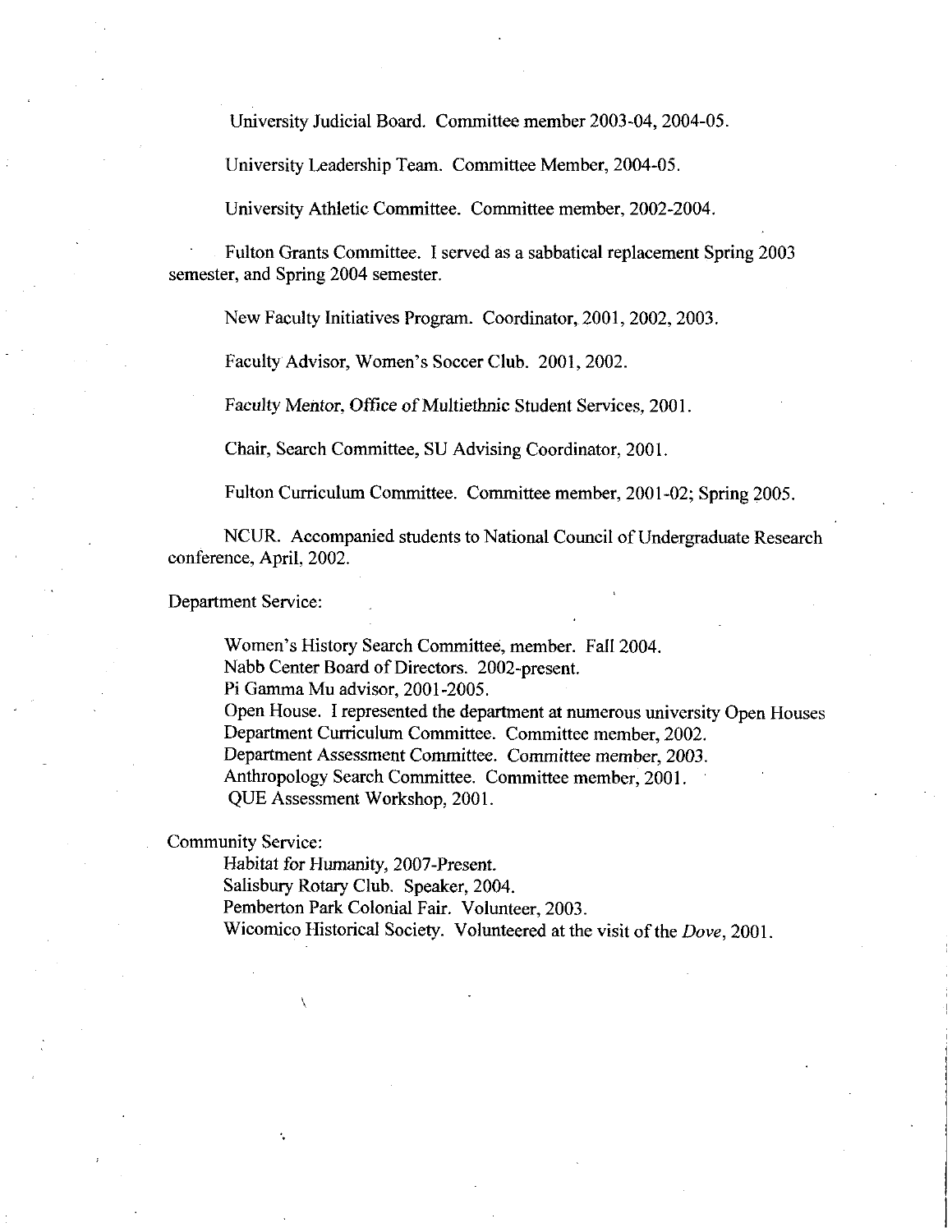University Judicial Board. Committee member 2003-04, 2004-05.

University Leadership Team. Committee Member, 2004-05.

University Athletic Committee. Committee member, 2002-2004.

Fulton Grants Committee. I served as a sabbatical replacement Spring 2003 semester, and Spring 2004 semester.

New Faculty Initiatives Program. Coordinator, 2001, 2002, 2003.

Faculty Advisor, Women's Soccer Club. 2001, 2002.

Faculty Mentor, Office of Multiethnic Student Services, 2001.

Chair, Search Committee, SU Advising Coordinator, 2001.

Fulton Curriculum Committee. Committee member, 2001-02; Spring 2005.

NCUR. Accompanied students to National Council of Undergraduate Research conference, April, 2002.

Department Service:

Women's History Search Committee, member. Fall 2004.
Nabb Center Board of Directors. 2002-present.
Pi Gamma Mu advisor, 2001-2005.
Open House. I represented the department at numerous university Open Houses
Department Curriculum Committee. Committee member, 2002.
Department Assessment Committee. Committee member, 2003.
Anthropology Search Committee. Committee member, 2001.
QUE Assessment Workshop, 2001.

Community Service:

Habitat for Humanity, 2007-Present.
Salisbury Rotary Club. Speaker, 2004.
Pemberton Park Colonial Fair. Volunteer, 2003.
Wicomico Historical Society. Volunteered at the visit of the *Dove*, 2001.